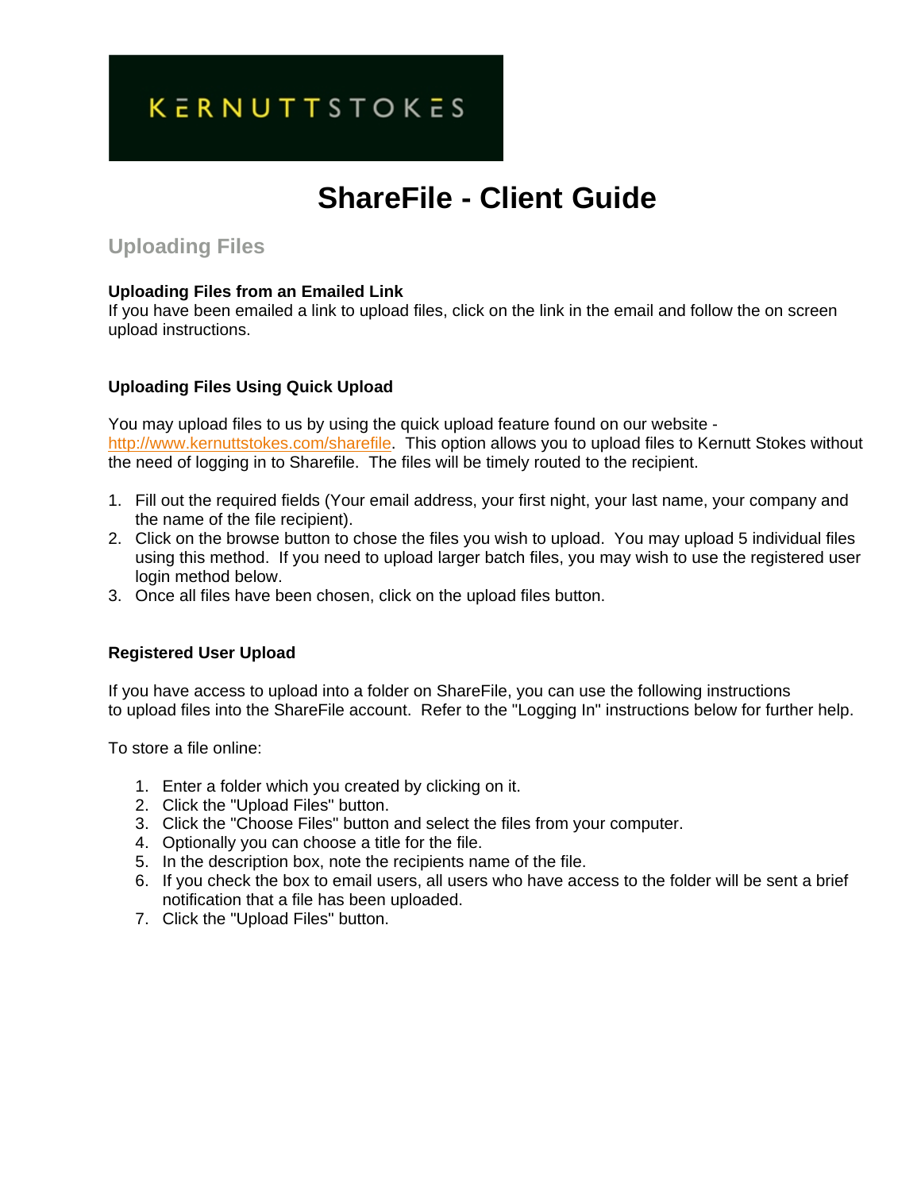KERNUTTSTOKES

# ShareFile - Client Guide

## Uploading Files

**Uploading Files from an Emailed Link**
If you have been emailed a link to upload files, click on the link in the email and follow the on screen upload instructions.

**Uploading Files Using Quick Upload**

You may upload files to us by using the quick upload feature found on our website - http://www.kernuttstokes.com/sharefile. This option allows you to upload files to Kernutt Stokes without the need of logging in to Sharefile. The files will be timely routed to the recipient.

1. Fill out the required fields (Your email address, your first night, your last name, your company and the name of the file recipient).
2. Click on the browse button to chose the files you wish to upload. You may upload 5 individual files using this method. If you need to upload larger batch files, you may wish to use the registered user login method below.
3. Once all files have been chosen, click on the upload files button.

**Registered User Upload**

If you have access to upload into a folder on ShareFile, you can use the following instructions to upload files into the ShareFile account. Refer to the "Logging In" instructions below for further help.

To store a file online:

1. Enter a folder which you created by clicking on it.
2. Click the "Upload Files" button.
3. Click the "Choose Files" button and select the files from your computer.
4. Optionally you can choose a title for the file.
5. In the description box, note the recipients name of the file.
6. If you check the box to email users, all users who have access to the folder will be sent a brief notification that a file has been uploaded.
7. Click the "Upload Files" button.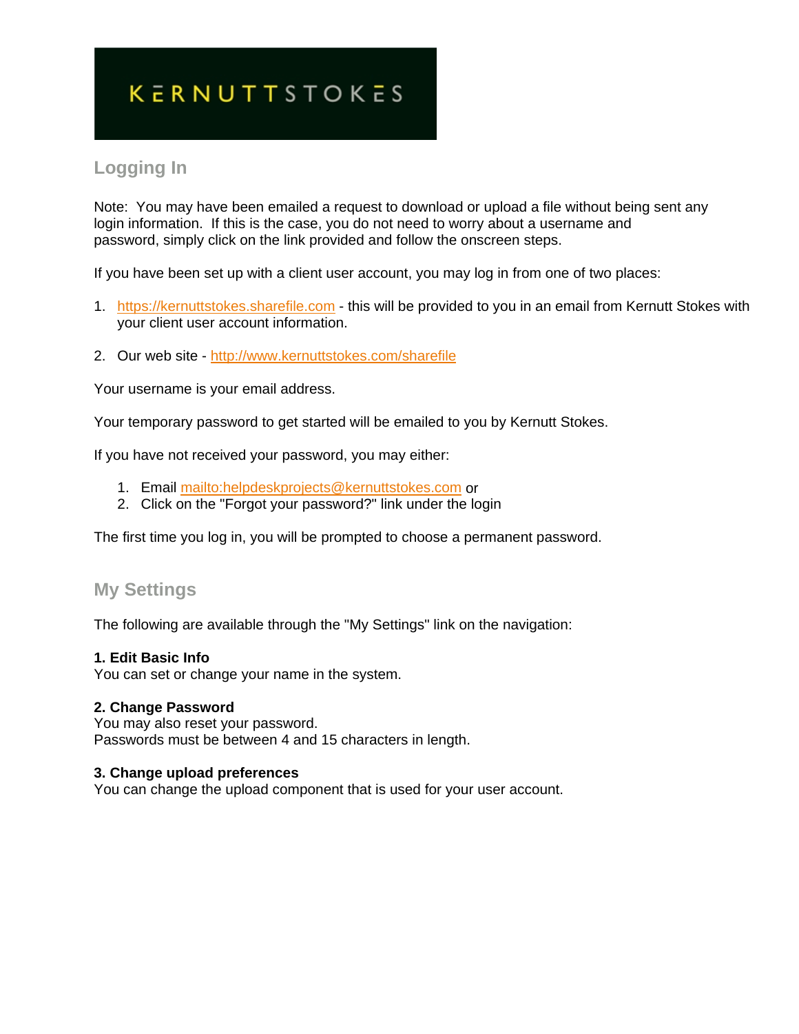KERNUTTSTOKES

## Logging In

Note: You may have been emailed a request to download or upload a file without being sent any login information. If this is the case, you do not need to worry about a username and password, simply click on the link provided and follow the onscreen steps.

If you have been set up with a client user account, you may log in from one of two places:

1. https://kernuttstokes.sharefile.com - this will be provided to you in an email from Kernutt Stokes with your client user account information.

2. Our web site - http://www.kernuttstokes.com/sharefile

Your username is your email address.

Your temporary password to get started will be emailed to you by Kernutt Stokes.

If you have not received your password, you may either:

1. Email mailto:helpdeskprojects@kernuttstokes.com or
2. Click on the "Forgot your password?" link under the login

The first time you log in, you will be prompted to choose a permanent password.

## My Settings

The following are available through the "My Settings" link on the navigation:

**1. Edit Basic Info**
You can set or change your name in the system.

**2. Change Password**
You may also reset your password.
Passwords must be between 4 and 15 characters in length.

**3. Change upload preferences**
You can change the upload component that is used for your user account.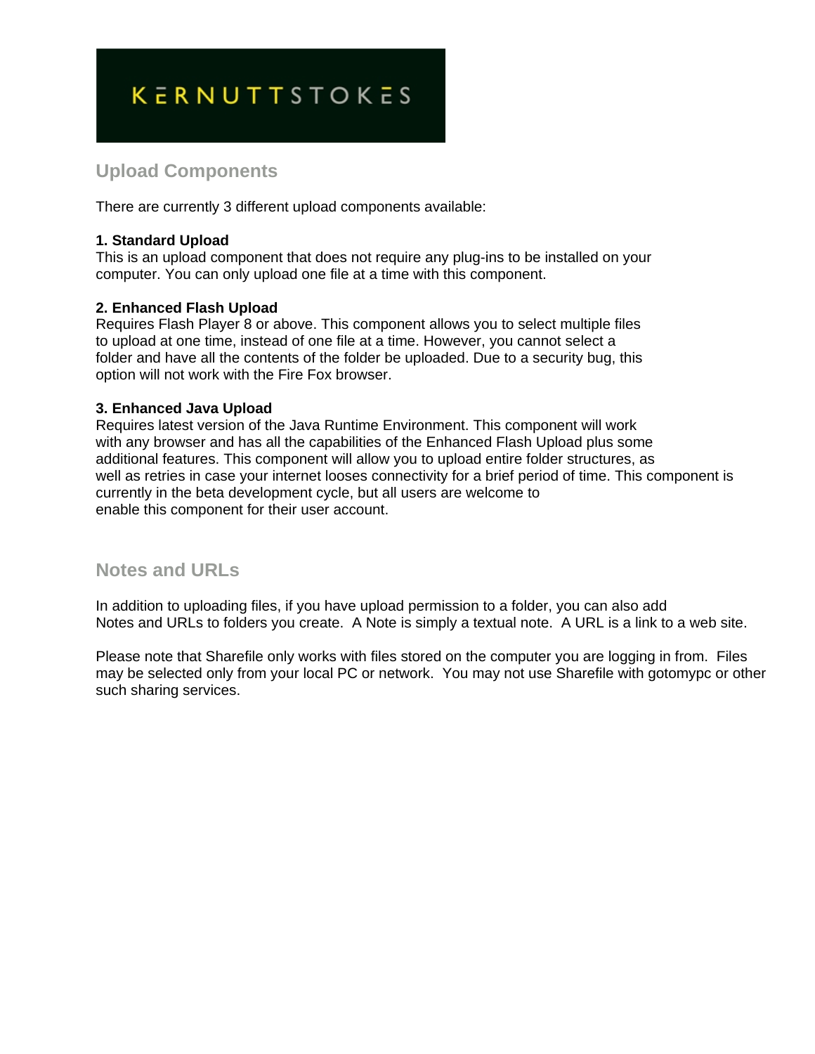KERNUTTSTOKES

## Upload Components

There are currently 3 different upload components available:

**1. Standard Upload**
This is an upload component that does not require any plug-ins to be installed on your computer. You can only upload one file at a time with this component.

**2. Enhanced Flash Upload**
Requires Flash Player 8 or above. This component allows you to select multiple files to upload at one time, instead of one file at a time. However, you cannot select a folder and have all the contents of the folder be uploaded. Due to a security bug, this option will not work with the Fire Fox browser.

**3. Enhanced Java Upload**
Requires latest version of the Java Runtime Environment. This component will work with any browser and has all the capabilities of the Enhanced Flash Upload plus some additional features. This component will allow you to upload entire folder structures, as well as retries in case your internet looses connectivity for a brief period of time. This component is currently in the beta development cycle, but all users are welcome to enable this component for their user account.

## Notes and URLs

In addition to uploading files, if you have upload permission to a folder, you can also add Notes and URLs to folders you create. A Note is simply a textual note. A URL is a link to a web site.

Please note that Sharefile only works with files stored on the computer you are logging in from. Files may be selected only from your local PC or network. You may not use Sharefile with gotomypc or other such sharing services.